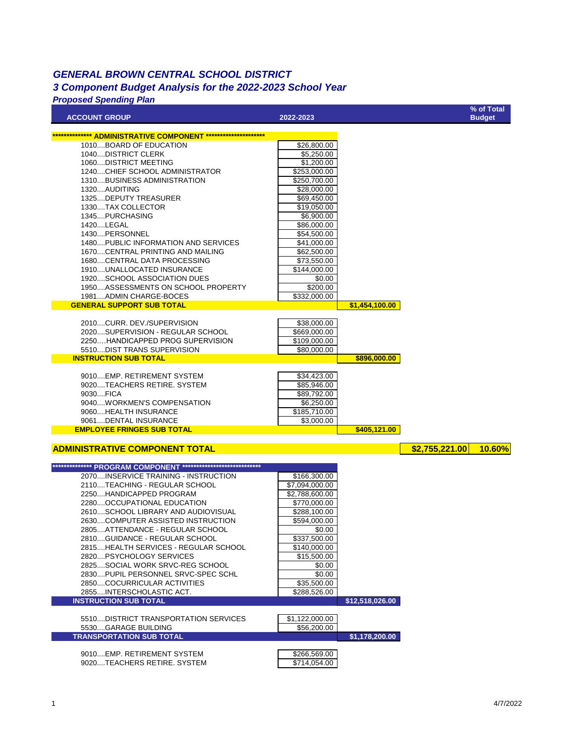# GENERAL BROWN CENTRAL SCHOOL DISTRICT

## 3 Component Budget Analysis for the 2022-2023 School Year

### Proposed Spending Plan

| ACCOUNT GROUP | 2022-2023 | | | % of Total Budget |
|---|---|---|---|---|
| ************** ADMINISTRATIVE COMPONENT ********************** | | | | |
| 1010....BOARD OF EDUCATION | $26,800.00 | | | |
| 1040....DISTRICT CLERK | $5,250.00 | | | |
| 1060....DISTRICT MEETING | $1,200.00 | | | |
| 1240....CHIEF SCHOOL ADMINISTRATOR | $253,000.00 | | | |
| 1310....BUSINESS ADMINISTRATION | $250,700.00 | | | |
| 1320....AUDITING | $28,000.00 | | | |
| 1325....DEPUTY TREASURER | $69,450.00 | | | |
| 1330....TAX COLLECTOR | $19,050.00 | | | |
| 1345....PURCHASING | $6,900.00 | | | |
| 1420....LEGAL | $86,000.00 | | | |
| 1430....PERSONNEL | $54,500.00 | | | |
| 1480....PUBLIC INFORMATION AND SERVICES | $41,000.00 | | | |
| 1670....CENTRAL PRINTING AND MAILING | $62,500.00 | | | |
| 1680....CENTRAL DATA PROCESSING | $73,550.00 | | | |
| 1910....UNALLOCATED INSURANCE | $144,000.00 | | | |
| 1920....SCHOOL ASSOCIATION DUES | $0.00 | | | |
| 1950....ASSESSMENTS ON SCHOOL PROPERTY | $200.00 | | | |
| 1981....ADMIN CHARGE-BOCES | $332,000.00 | | | |
| **GENERAL SUPPORT SUB TOTAL** | | **$1,454,100.00** | | |
| 2010....CURR. DEV./SUPERVISION | $38,000.00 | | | |
| 2020....SUPERVISION - REGULAR SCHOOL | $669,000.00 | | | |
| 2250....HANDICAPPED PROG SUPERVISION | $109,000.00 | | | |
| 5510....DIST TRANS SUPERVISION | $80,000.00 | | | |
| **INSTRUCTION SUB TOTAL** | | **$896,000.00** | | |
| 9010....EMP. RETIREMENT SYSTEM | $34,423.00 | | | |
| 9020....TEACHERS RETIRE. SYSTEM | $85,946.00 | | | |
| 9030....FICA | $89,792.00 | | | |
| 9040....WORKMEN'S COMPENSATION | $6,250.00 | | | |
| 9060....HEALTH INSURANCE | $185,710.00 | | | |
| 9061....DENTAL INSURANCE | $3,000.00 | | | |
| **EMPLOYEE FRINGES SUB TOTAL** | | **$405,121.00** | | |
| **ADMINISTRATIVE COMPONENT TOTAL** | | | **$2,755,221.00** | **10.60%** |
| ************** PROGRAM COMPONENT **************************** | | | | |
| 2070....INSERVICE TRAINING - INSTRUCTION | $166,300.00 | | | |
| 2110....TEACHING - REGULAR SCHOOL | $7,094,000.00 | | | |
| 2250....HANDICAPPED PROGRAM | $2,788,600.00 | | | |
| 2280....OCCUPATIONAL EDUCATION | $770,000.00 | | | |
| 2610....SCHOOL LIBRARY AND AUDIOVISUAL | $288,100.00 | | | |
| 2630....COMPUTER ASSISTED INSTRUCTION | $594,000.00 | | | |
| 2805....ATTENDANCE - REGULAR SCHOOL | $0.00 | | | |
| 2810....GUIDANCE - REGULAR SCHOOL | $337,500.00 | | | |
| 2815....HEALTH SERVICES - REGULAR SCHOOL | $140,000.00 | | | |
| 2820....PSYCHOLOGY SERVICES | $15,500.00 | | | |
| 2825....SOCIAL WORK SRVC-REG SCHOOL | $0.00 | | | |
| 2830....PUPIL PERSONNEL SRVC-SPEC SCHL | $0.00 | | | |
| 2850....COCURRICULAR ACTIVITIES | $35,500.00 | | | |
| 2855....INTERSCHOLASTIC ACT. | $288,526.00 | | | |
| **INSTRUCTION SUB TOTAL** | | **$12,518,026.00** | | |
| 5510....DISTRICT TRANSPORTATION SERVICES | $1,122,000.00 | | | |
| 5530....GARAGE BUILDING | $56,200.00 | | | |
| **TRANSPORTATION SUB TOTAL** | | **$1,178,200.00** | | |
| 9010....EMP. RETIREMENT SYSTEM | $266,569.00 | | | |
| 9020....TEACHERS RETIRE. SYSTEM | $714,054.00 | | | |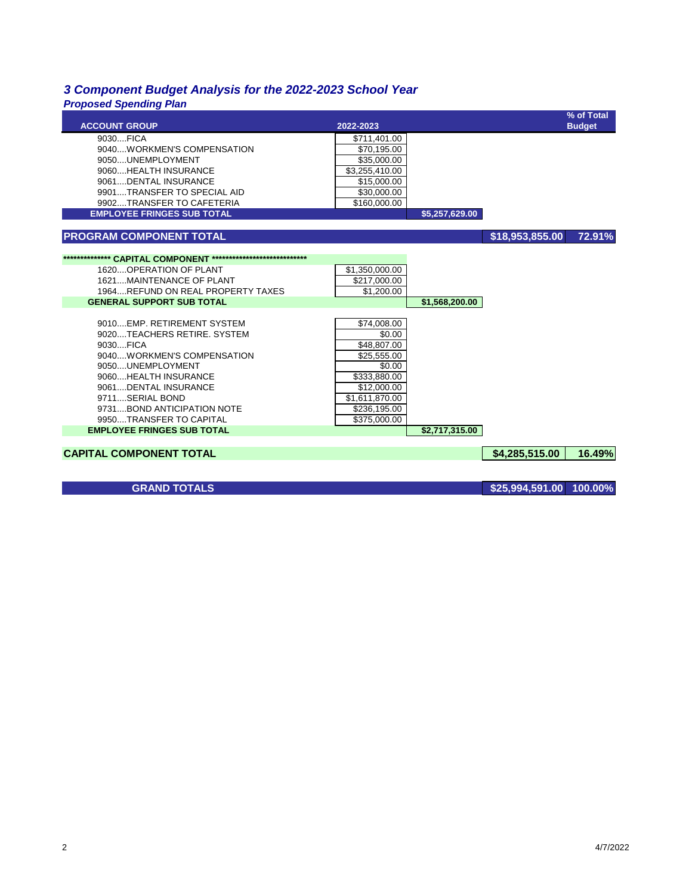## *3 Component Budget Analysis for the 2022-2023 School Year*

### *Proposed Spending Plan*

| ACCOUNT GROUP | 2022-2023 | | | % of Total Budget |
|---|---|---|---|---|
| 9030....FICA | $711,401.00 | | | |
| 9040....WORKMEN'S COMPENSATION | $70,195.00 | | | |
| 9050....UNEMPLOYMENT | $35,000.00 | | | |
| 9060....HEALTH INSURANCE | $3,255,410.00 | | | |
| 9061....DENTAL INSURANCE | $15,000.00 | | | |
| 9901....TRANSFER TO SPECIAL AID | $30,000.00 | | | |
| 9902....TRANSFER TO CAFETERIA | $160,000.00 | | | |
| **EMPLOYEE FRINGES SUB TOTAL** | | $5,257,629.00 | | |
| **PROGRAM COMPONENT TOTAL** | | | $18,953,855.00 | 72.91% |
| ************** CAPITAL COMPONENT **************************** | | | | |
| 1620....OPERATION OF PLANT | $1,350,000.00 | | | |
| 1621....MAINTENANCE OF PLANT | $217,000.00 | | | |
| 1964....REFUND ON REAL PROPERTY TAXES | $1,200.00 | | | |
| **GENERAL SUPPORT SUB TOTAL** | | $1,568,200.00 | | |
| 9010....EMP. RETIREMENT SYSTEM | $74,008.00 | | | |
| 9020....TEACHERS RETIRE. SYSTEM | $0.00 | | | |
| 9030....FICA | $48,807.00 | | | |
| 9040....WORKMEN'S COMPENSATION | $25,555.00 | | | |
| 9050....UNEMPLOYMENT | $0.00 | | | |
| 9060....HEALTH INSURANCE | $333,880.00 | | | |
| 9061....DENTAL INSURANCE | $12,000.00 | | | |
| 9711....SERIAL BOND | $1,611,870.00 | | | |
| 9731....BOND ANTICIPATION NOTE | $236,195.00 | | | |
| 9950....TRANSFER TO CAPITAL | $375,000.00 | | | |
| **EMPLOYEE FRINGES SUB TOTAL** | | $2,717,315.00 | | |
| **CAPITAL COMPONENT TOTAL** | | | $4,285,515.00 | 16.49% |
| **GRAND TOTALS** | | | $25,994,591.00 | 100.00% |